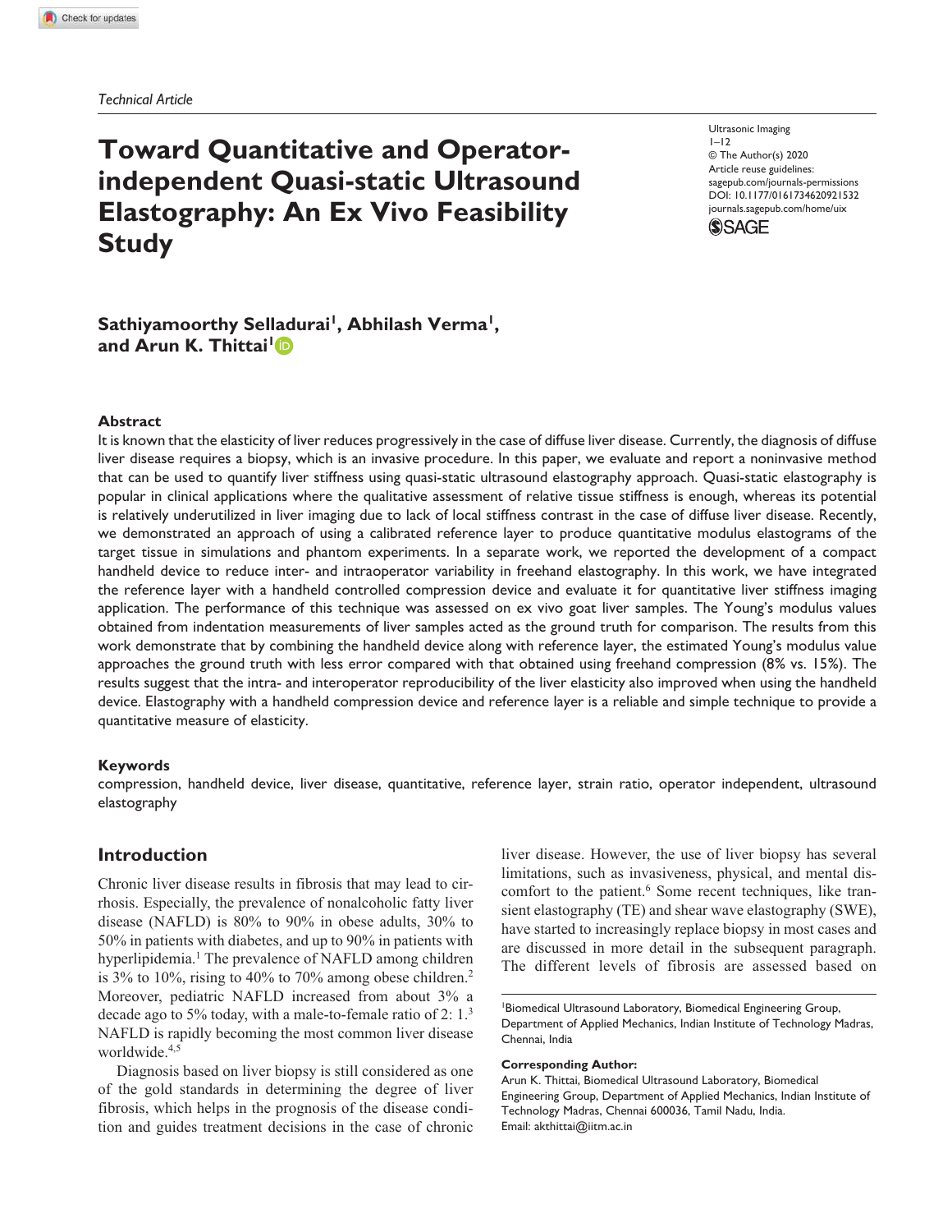*Technical Article*

# Toward Quantitative and Operator-independent Quasi-static Ultrasound Elastography: An Ex Vivo Feasibility Study

Ultrasonic Imaging
1–12
© The Author(s) 2020
Article reuse guidelines:
sagepub.com/journals-permissions
DOI: 10.1177/0161734620921532
journals.sagepub.com/home/uix

**Sathiyamoorthy Selladurai[1], Abhilash Verma[1], and Arun K. Thittai[1]**

## Abstract

It is known that the elasticity of liver reduces progressively in the case of diffuse liver disease. Currently, the diagnosis of diffuse liver disease requires a biopsy, which is an invasive procedure. In this paper, we evaluate and report a noninvasive method that can be used to quantify liver stiffness using quasi-static ultrasound elastography approach. Quasi-static elastography is popular in clinical applications where the qualitative assessment of relative tissue stiffness is enough, whereas its potential is relatively underutilized in liver imaging due to lack of local stiffness contrast in the case of diffuse liver disease. Recently, we demonstrated an approach of using a calibrated reference layer to produce quantitative modulus elastograms of the target tissue in simulations and phantom experiments. In a separate work, we reported the development of a compact handheld device to reduce inter- and intraoperator variability in freehand elastography. In this work, we have integrated the reference layer with a handheld controlled compression device and evaluate it for quantitative liver stiffness imaging application. The performance of this technique was assessed on ex vivo goat liver samples. The Young's modulus values obtained from indentation measurements of liver samples acted as the ground truth for comparison. The results from this work demonstrate that by combining the handheld device along with reference layer, the estimated Young's modulus value approaches the ground truth with less error compared with that obtained using freehand compression (8% vs. 15%). The results suggest that the intra- and interoperator reproducibility of the liver elasticity also improved when using the handheld device. Elastography with a handheld compression device and reference layer is a reliable and simple technique to provide a quantitative measure of elasticity.

## Keywords

compression, handheld device, liver disease, quantitative, reference layer, strain ratio, operator independent, ultrasound elastography

## Introduction

Chronic liver disease results in fibrosis that may lead to cirrhosis. Especially, the prevalence of nonalcoholic fatty liver disease (NAFLD) is 80% to 90% in obese adults, 30% to 50% in patients with diabetes, and up to 90% in patients with hyperlipidemia.[1] The prevalence of NAFLD among children is 3% to 10%, rising to 40% to 70% among obese children.[2] Moreover, pediatric NAFLD increased from about 3% a decade ago to 5% today, with a male-to-female ratio of 2: 1.[3] NAFLD is rapidly becoming the most common liver disease worldwide.[4,5]

Diagnosis based on liver biopsy is still considered as one of the gold standards in determining the degree of liver fibrosis, which helps in the prognosis of the disease condition and guides treatment decisions in the case of chronic liver disease. However, the use of liver biopsy has several limitations, such as invasiveness, physical, and mental discomfort to the patient.[6] Some recent techniques, like transient elastography (TE) and shear wave elastography (SWE), have started to increasingly replace biopsy in most cases and are discussed in more detail in the subsequent paragraph. The different levels of fibrosis are assessed based on

[1]Biomedical Ultrasound Laboratory, Biomedical Engineering Group, Department of Applied Mechanics, Indian Institute of Technology Madras, Chennai, India

**Corresponding Author:**
Arun K. Thittai, Biomedical Ultrasound Laboratory, Biomedical Engineering Group, Department of Applied Mechanics, Indian Institute of Technology Madras, Chennai 600036, Tamil Nadu, India.
Email: akthittai@iitm.ac.in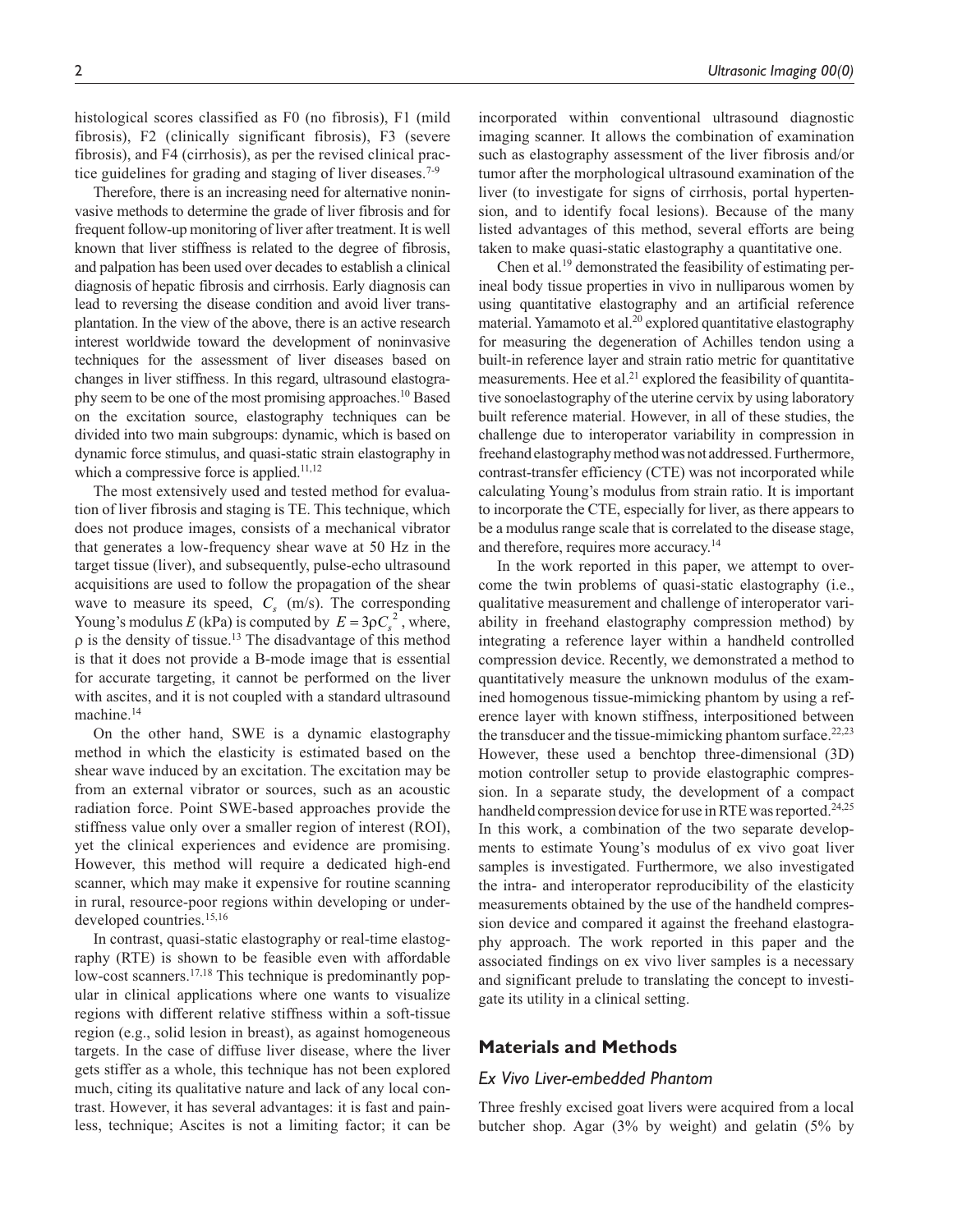histological scores classified as F0 (no fibrosis), F1 (mild fibrosis), F2 (clinically significant fibrosis), F3 (severe fibrosis), and F4 (cirrhosis), as per the revised clinical practice guidelines for grading and staging of liver diseases.[7-9]

Therefore, there is an increasing need for alternative noninvasive methods to determine the grade of liver fibrosis and for frequent follow-up monitoring of liver after treatment. It is well known that liver stiffness is related to the degree of fibrosis, and palpation has been used over decades to establish a clinical diagnosis of hepatic fibrosis and cirrhosis. Early diagnosis can lead to reversing the disease condition and avoid liver transplantation. In the view of the above, there is an active research interest worldwide toward the development of noninvasive techniques for the assessment of liver diseases based on changes in liver stiffness. In this regard, ultrasound elastography seem to be one of the most promising approaches.[10] Based on the excitation source, elastography techniques can be divided into two main subgroups: dynamic, which is based on dynamic force stimulus, and quasi-static strain elastography in which a compressive force is applied.[11,12]

The most extensively used and tested method for evaluation of liver fibrosis and staging is TE. This technique, which does not produce images, consists of a mechanical vibrator that generates a low-frequency shear wave at 50 Hz in the target tissue (liver), and subsequently, pulse-echo ultrasound acquisitions are used to follow the propagation of the shear wave to measure its speed, $C_s$ (m/s). The corresponding Young's modulus $E$ (kPa) is computed by $E = 3\rho C_s^2$, where, $\rho$ is the density of tissue.[13] The disadvantage of this method is that it does not provide a B-mode image that is essential for accurate targeting, it cannot be performed on the liver with ascites, and it is not coupled with a standard ultrasound machine.[14]

On the other hand, SWE is a dynamic elastography method in which the elasticity is estimated based on the shear wave induced by an excitation. The excitation may be from an external vibrator or sources, such as an acoustic radiation force. Point SWE-based approaches provide the stiffness value only over a smaller region of interest (ROI), yet the clinical experiences and evidence are promising. However, this method will require a dedicated high-end scanner, which may make it expensive for routine scanning in rural, resource-poor regions within developing or underdeveloped countries.[15,16]

In contrast, quasi-static elastography or real-time elastography (RTE) is shown to be feasible even with affordable low-cost scanners.[17,18] This technique is predominantly popular in clinical applications where one wants to visualize regions with different relative stiffness within a soft-tissue region (e.g., solid lesion in breast), as against homogeneous targets. In the case of diffuse liver disease, where the liver gets stiffer as a whole, this technique has not been explored much, citing its qualitative nature and lack of any local contrast. However, it has several advantages: it is fast and painless, technique; Ascites is not a limiting factor; it can be incorporated within conventional ultrasound diagnostic imaging scanner. It allows the combination of examination such as elastography assessment of the liver fibrosis and/or tumor after the morphological ultrasound examination of the liver (to investigate for signs of cirrhosis, portal hypertension, and to identify focal lesions). Because of the many listed advantages of this method, several efforts are being taken to make quasi-static elastography a quantitative one.

Chen et al.[19] demonstrated the feasibility of estimating perineal body tissue properties in vivo in nulliparous women by using quantitative elastography and an artificial reference material. Yamamoto et al.[20] explored quantitative elastography for measuring the degeneration of Achilles tendon using a built-in reference layer and strain ratio metric for quantitative measurements. Hee et al.[21] explored the feasibility of quantitative sonoelastography of the uterine cervix by using laboratory built reference material. However, in all of these studies, the challenge due to interoperator variability in compression in freehand elastography method was not addressed. Furthermore, contrast-transfer efficiency (CTE) was not incorporated while calculating Young's modulus from strain ratio. It is important to incorporate the CTE, especially for liver, as there appears to be a modulus range scale that is correlated to the disease stage, and therefore, requires more accuracy.[14]

In the work reported in this paper, we attempt to overcome the twin problems of quasi-static elastography (i.e., qualitative measurement and challenge of interoperator variability in freehand elastography compression method) by integrating a reference layer within a handheld controlled compression device. Recently, we demonstrated a method to quantitatively measure the unknown modulus of the examined homogenous tissue-mimicking phantom by using a reference layer with known stiffness, interpositioned between the transducer and the tissue-mimicking phantom surface.[22,23] However, these used a benchtop three-dimensional (3D) motion controller setup to provide elastographic compression. In a separate study, the development of a compact handheld compression device for use in RTE was reported.[24,25] In this work, a combination of the two separate developments to estimate Young's modulus of ex vivo goat liver samples is investigated. Furthermore, we also investigated the intra- and interoperator reproducibility of the elasticity measurements obtained by the use of the handheld compression device and compared it against the freehand elastography approach. The work reported in this paper and the associated findings on ex vivo liver samples is a necessary and significant prelude to translating the concept to investigate its utility in a clinical setting.

## Materials and Methods

### *Ex Vivo Liver-embedded Phantom*

Three freshly excised goat livers were acquired from a local butcher shop. Agar (3% by weight) and gelatin (5% by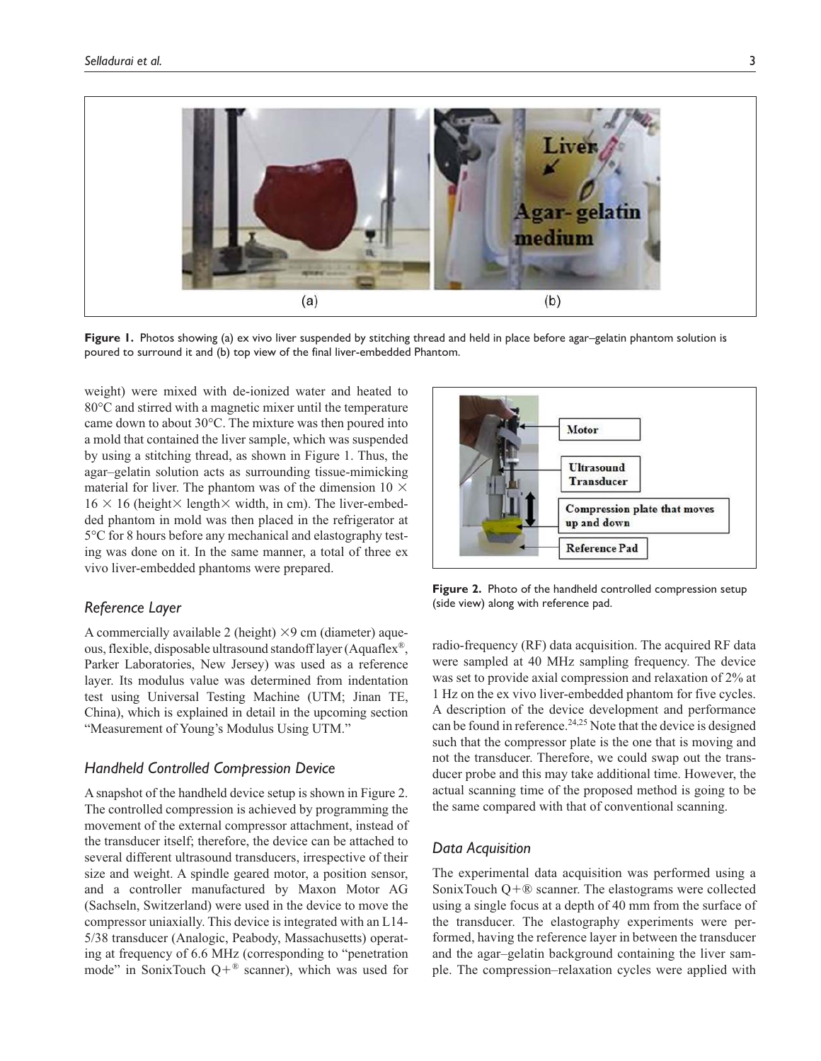Figure 1. Photos showing (a) ex vivo liver suspended by stitching thread and held in place before agar–gelatin phantom solution is poured to surround it and (b) top view of the final liver-embedded Phantom.

weight) were mixed with de-ionized water and heated to 80°C and stirred with a magnetic mixer until the temperature came down to about 30°C. The mixture was then poured into a mold that contained the liver sample, which was suspended by using a stitching thread, as shown in Figure 1. Thus, the agar–gelatin solution acts as surrounding tissue-mimicking material for liver. The phantom was of the dimension 10 × 16 × 16 (height× length× width, in cm). The liver-embedded phantom in mold was then placed in the refrigerator at 5°C for 8 hours before any mechanical and elastography testing was done on it. In the same manner, a total of three ex vivo liver-embedded phantoms were prepared.

## Reference Layer

A commercially available 2 (height) ×9 cm (diameter) aqueous, flexible, disposable ultrasound standoff layer (Aquaflex®, Parker Laboratories, New Jersey) was used as a reference layer. Its modulus value was determined from indentation test using Universal Testing Machine (UTM; Jinan TE, China), which is explained in detail in the upcoming section "Measurement of Young's Modulus Using UTM."

## Handheld Controlled Compression Device

A snapshot of the handheld device setup is shown in Figure 2. The controlled compression is achieved by programming the movement of the external compressor attachment, instead of the transducer itself; therefore, the device can be attached to several different ultrasound transducers, irrespective of their size and weight. A spindle geared motor, a position sensor, and a controller manufactured by Maxon Motor AG (Sachseln, Switzerland) were used in the device to move the compressor uniaxially. This device is integrated with an L14-5/38 transducer (Analogic, Peabody, Massachusetts) operating at frequency of 6.6 MHz (corresponding to "penetration mode" in SonixTouch Q+® scanner), which was used for radio-frequency (RF) data acquisition. The acquired RF data were sampled at 40 MHz sampling frequency. The device was set to provide axial compression and relaxation of 2% at 1 Hz on the ex vivo liver-embedded phantom for five cycles. A description of the device development and performance can be found in reference.[24,25] Note that the device is designed such that the compressor plate is the one that is moving and not the transducer. Therefore, we could swap out the transducer probe and this may take additional time. However, the actual scanning time of the proposed method is going to be the same compared with that of conventional scanning.

Figure 2. Photo of the handheld controlled compression setup (side view) along with reference pad.

## Data Acquisition

The experimental data acquisition was performed using a SonixTouch Q+® scanner. The elastograms were collected using a single focus at a depth of 40 mm from the surface of the transducer. The elastography experiments were performed, having the reference layer in between the transducer and the agar–gelatin background containing the liver sample. The compression–relaxation cycles were applied with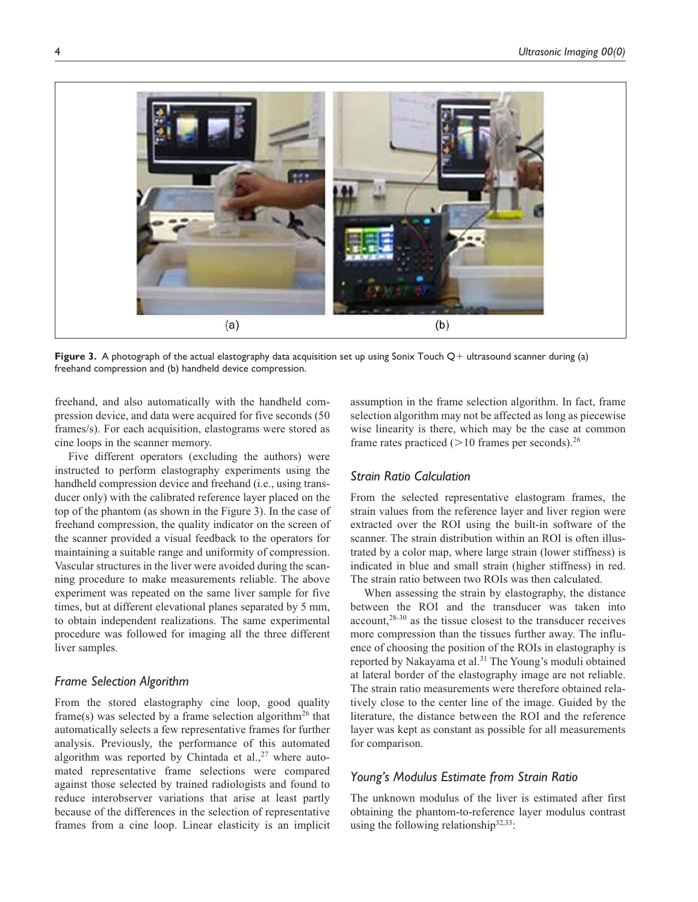**Figure 3.** A photograph of the actual elastography data acquisition set up using Sonix Touch Q+ ultrasound scanner during (a) freehand compression and (b) handheld device compression.

freehand, and also automatically with the handheld compression device, and data were acquired for five seconds (50 frames/s). For each acquisition, elastograms were stored as cine loops in the scanner memory.

Five different operators (excluding the authors) were instructed to perform elastography experiments using the handheld compression device and freehand (i.e., using transducer only) with the calibrated reference layer placed on the top of the phantom (as shown in the Figure 3). In the case of freehand compression, the quality indicator on the screen of the scanner provided a visual feedback to the operators for maintaining a suitable range and uniformity of compression. Vascular structures in the liver were avoided during the scanning procedure to make measurements reliable. The above experiment was repeated on the same liver sample for five times, but at different elevational planes separated by 5 mm, to obtain independent realizations. The same experimental procedure was followed for imaging all the three different liver samples.

### Frame Selection Algorithm

From the stored elastography cine loop, good quality frame(s) was selected by a frame selection algorithm[26] that automatically selects a few representative frames for further analysis. Previously, the performance of this automated algorithm was reported by Chintada et al.,[27] where automated representative frame selections were compared against those selected by trained radiologists and found to reduce interobserver variations that arise at least partly because of the differences in the selection of representative frames from a cine loop. Linear elasticity is an implicit assumption in the frame selection algorithm. In fact, frame selection algorithm may not be affected as long as piecewise wise linearity is there, which may be the case at common frame rates practiced (>10 frames per seconds).[26]

### Strain Ratio Calculation

From the selected representative elastogram frames, the strain values from the reference layer and liver region were extracted over the ROI using the built-in software of the scanner. The strain distribution within an ROI is often illustrated by a color map, where large strain (lower stiffness) is indicated in blue and small strain (higher stiffness) in red. The strain ratio between two ROIs was then calculated.

When assessing the strain by elastography, the distance between the ROI and the transducer was taken into account,[28-30] as the tissue closest to the transducer receives more compression than the tissues further away. The influence of choosing the position of the ROIs in elastography is reported by Nakayama et al.[31] The Young's moduli obtained at lateral border of the elastography image are not reliable. The strain ratio measurements were therefore obtained relatively close to the center line of the image. Guided by the literature, the distance between the ROI and the reference layer was kept as constant as possible for all measurements for comparison.

### Young's Modulus Estimate from Strain Ratio

The unknown modulus of the liver is estimated after first obtaining the phantom-to-reference layer modulus contrast using the following relationship[32,33]: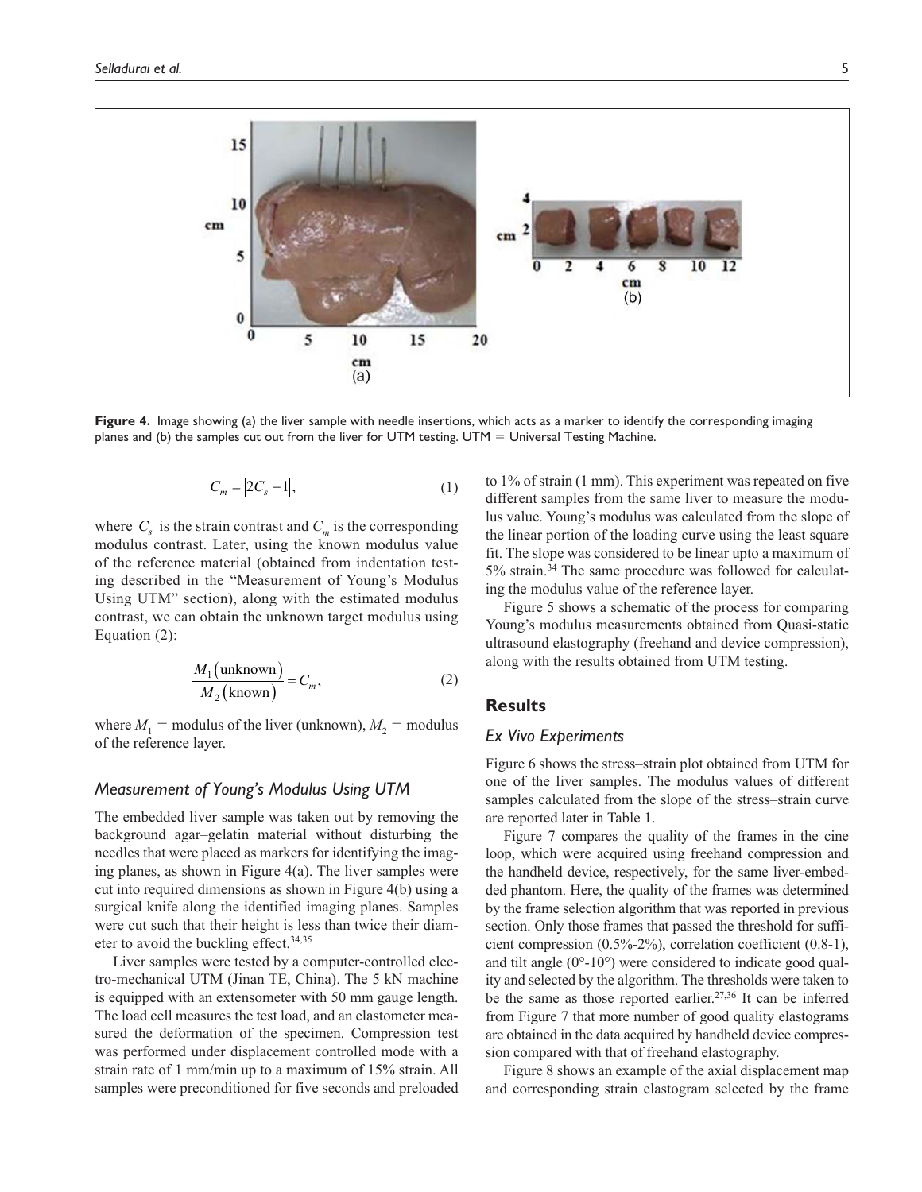**Figure 4.** Image showing (a) the liver sample with needle insertions, which acts as a marker to identify the corresponding imaging planes and (b) the samples cut out from the liver for UTM testing. UTM = Universal Testing Machine.

$$C_m = |2C_s - 1|, \tag{1}$$

where $C_s$ is the strain contrast and $C_m$ is the corresponding modulus contrast. Later, using the known modulus value of the reference material (obtained from indentation testing described in the "Measurement of Young's Modulus Using UTM" section), along with the estimated modulus contrast, we can obtain the unknown target modulus using Equation (2):

$$\frac{M_1(\text{unknown})}{M_2(\text{known})} = C_m, \tag{2}$$

where $M_1$ = modulus of the liver (unknown), $M_2$ = modulus of the reference layer.

### *Measurement of Young's Modulus Using UTM*

The embedded liver sample was taken out by removing the background agar–gelatin material without disturbing the needles that were placed as markers for identifying the imaging planes, as shown in Figure 4(a). The liver samples were cut into required dimensions as shown in Figure 4(b) using a surgical knife along the identified imaging planes. Samples were cut such that their height is less than twice their diameter to avoid the buckling effect.[34,35]

Liver samples were tested by a computer-controlled electro-mechanical UTM (Jinan TE, China). The 5 kN machine is equipped with an extensometer with 50 mm gauge length. The load cell measures the test load, and an elastometer measured the deformation of the specimen. Compression test was performed under displacement controlled mode with a strain rate of 1 mm/min up to a maximum of 15% strain. All samples were preconditioned for five seconds and preloaded to 1% of strain (1 mm). This experiment was repeated on five different samples from the same liver to measure the modulus value. Young's modulus was calculated from the slope of the linear portion of the loading curve using the least square fit. The slope was considered to be linear upto a maximum of 5% strain.[34] The same procedure was followed for calculating the modulus value of the reference layer.

Figure 5 shows a schematic of the process for comparing Young's modulus measurements obtained from Quasi-static ultrasound elastography (freehand and device compression), along with the results obtained from UTM testing.

## Results

### *Ex Vivo Experiments*

Figure 6 shows the stress–strain plot obtained from UTM for one of the liver samples. The modulus values of different samples calculated from the slope of the stress–strain curve are reported later in Table 1.

Figure 7 compares the quality of the frames in the cine loop, which were acquired using freehand compression and the handheld device, respectively, for the same liver-embedded phantom. Here, the quality of the frames was determined by the frame selection algorithm that was reported in previous section. Only those frames that passed the threshold for sufficient compression (0.5%-2%), correlation coefficient (0.8-1), and tilt angle (0°-10°) were considered to indicate good quality and selected by the algorithm. The thresholds were taken to be the same as those reported earlier.[27,36] It can be inferred from Figure 7 that more number of good quality elastograms are obtained in the data acquired by handheld device compression compared with that of freehand elastography.

Figure 8 shows an example of the axial displacement map and corresponding strain elastogram selected by the frame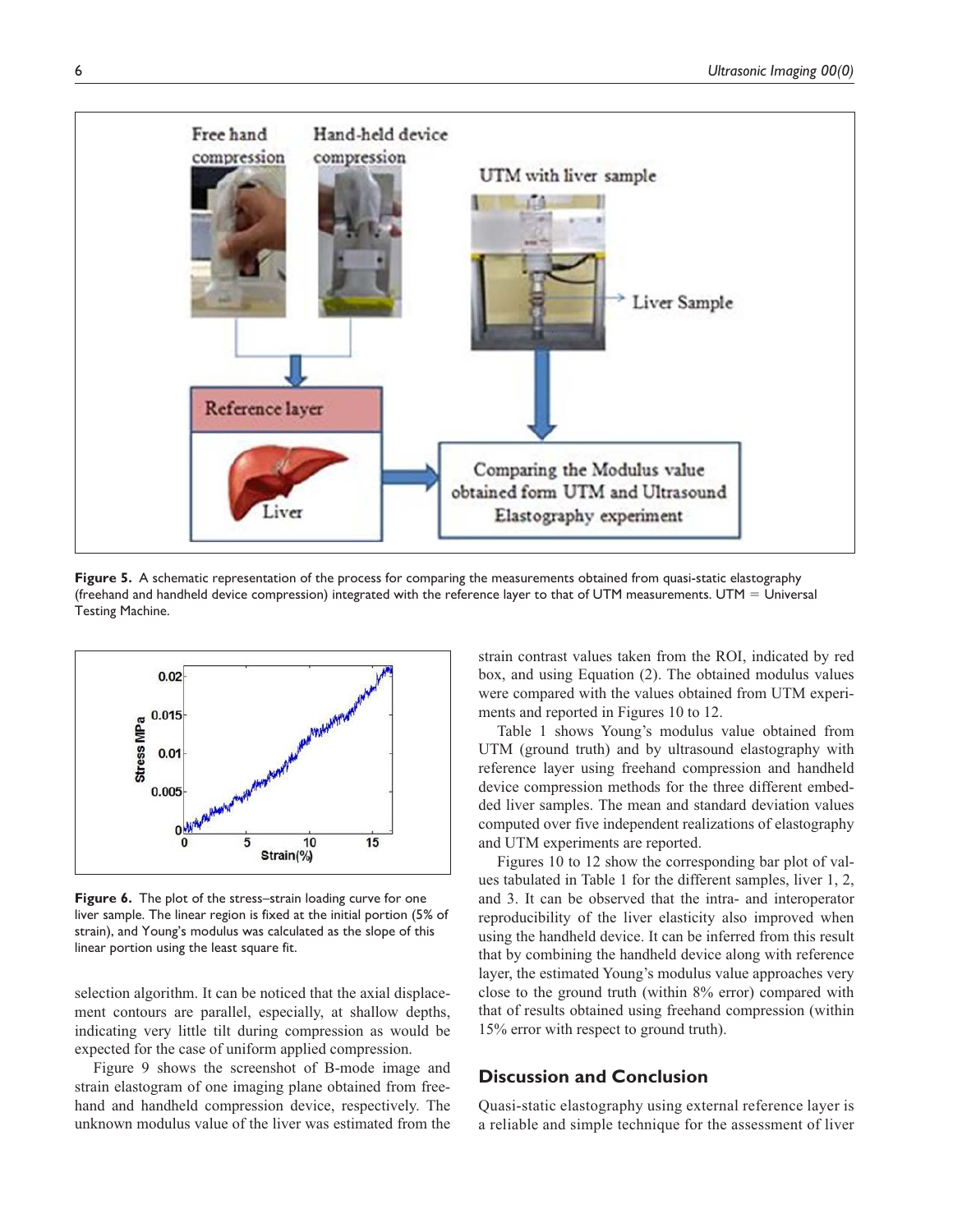Figure 5. A schematic representation of the process for comparing the measurements obtained from quasi-static elastography (freehand and handheld device compression) integrated with the reference layer to that of UTM measurements. UTM = Universal Testing Machine.

Figure 6. The plot of the stress–strain loading curve for one liver sample. The linear region is fixed at the initial portion (5% of strain), and Young's modulus was calculated as the slope of this linear portion using the least square fit.

selection algorithm. It can be noticed that the axial displacement contours are parallel, especially, at shallow depths, indicating very little tilt during compression as would be expected for the case of uniform applied compression.

Figure 9 shows the screenshot of B-mode image and strain elastogram of one imaging plane obtained from freehand and handheld compression device, respectively. The unknown modulus value of the liver was estimated from the strain contrast values taken from the ROI, indicated by red box, and using Equation (2). The obtained modulus values were compared with the values obtained from UTM experiments and reported in Figures 10 to 12.

Table 1 shows Young's modulus value obtained from UTM (ground truth) and by ultrasound elastography with reference layer using freehand compression and handheld device compression methods for the three different embedded liver samples. The mean and standard deviation values computed over five independent realizations of elastography and UTM experiments are reported.

Figures 10 to 12 show the corresponding bar plot of values tabulated in Table 1 for the different samples, liver 1, 2, and 3. It can be observed that the intra- and interoperator reproducibility of the liver elasticity also improved when using the handheld device. It can be inferred from this result that by combining the handheld device along with reference layer, the estimated Young's modulus value approaches very close to the ground truth (within 8% error) compared with that of results obtained using freehand compression (within 15% error with respect to ground truth).

## Discussion and Conclusion

Quasi-static elastography using external reference layer is a reliable and simple technique for the assessment of liver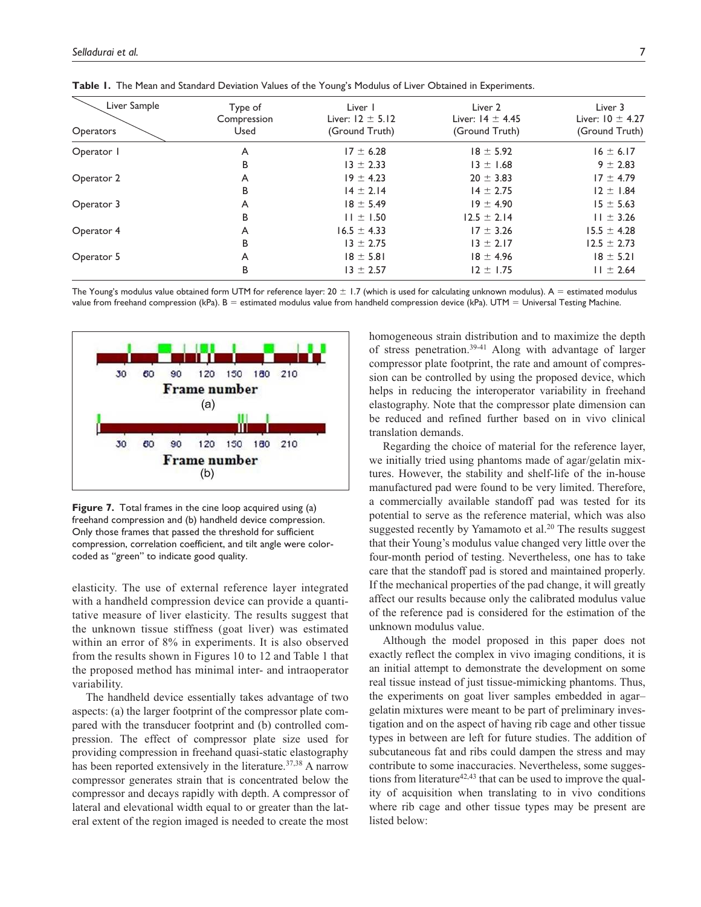**Table 1.** The Mean and Standard Deviation Values of the Young's Modulus of Liver Obtained in Experiments.

| Operators \ Liver Sample | Type of Compression Used | Liver 1 Liver: 12 ± 5.12 (Ground Truth) | Liver 2 Liver: 14 ± 4.45 (Ground Truth) | Liver 3 Liver: 10 ± 4.27 (Ground Truth) |
|---|---|---|---|---|
| Operator 1 | A | 17 ± 6.28 | 18 ± 5.92 | 16 ± 6.17 |
| | B | 13 ± 2.33 | 13 ± 1.68 | 9 ± 2.83 |
| Operator 2 | A | 19 ± 4.23 | 20 ± 3.83 | 17 ± 4.79 |
| | B | 14 ± 2.14 | 14 ± 2.75 | 12 ± 1.84 |
| Operator 3 | A | 18 ± 5.49 | 19 ± 4.90 | 15 ± 5.63 |
| | B | 11 ± 1.50 | 12.5 ± 2.14 | 11 ± 3.26 |
| Operator 4 | A | 16.5 ± 4.33 | 17 ± 3.26 | 15.5 ± 4.28 |
| | B | 13 ± 2.75 | 13 ± 2.17 | 12.5 ± 2.73 |
| Operator 5 | A | 18 ± 5.81 | 18 ± 4.96 | 18 ± 5.21 |
| | B | 13 ± 2.57 | 12 ± 1.75 | 11 ± 2.64 |

The Young's modulus value obtained form UTM for reference layer: 20 ± 1.7 (which is used for calculating unknown modulus). A = estimated modulus value from freehand compression (kPa). B = estimated modulus value from handheld compression device (kPa). UTM = Universal Testing Machine.

**Figure 7.** Total frames in the cine loop acquired using (a) freehand compression and (b) handheld device compression. Only those frames that passed the threshold for sufficient compression, correlation coefficient, and tilt angle were color-coded as "green" to indicate good quality.

elasticity. The use of external reference layer integrated with a handheld compression device can provide a quantitative measure of liver elasticity. The results suggest that the unknown tissue stiffness (goat liver) was estimated within an error of 8% in experiments. It is also observed from the results shown in Figures 10 to 12 and Table 1 that the proposed method has minimal inter- and intraoperator variability.

The handheld device essentially takes advantage of two aspects: (a) the larger footprint of the compressor plate compared with the transducer footprint and (b) controlled compression. The effect of compressor plate size used for providing compression in freehand quasi-static elastography has been reported extensively in the literature.[37,38] A narrow compressor generates strain that is concentrated below the compressor and decays rapidly with depth. A compressor of lateral and elevational width equal to or greater than the lateral extent of the region imaged is needed to create the most homogeneous strain distribution and to maximize the depth of stress penetration.[39-41] Along with advantage of larger compressor plate footprint, the rate and amount of compression can be controlled by using the proposed device, which helps in reducing the interoperator variability in freehand elastography. Note that the compressor plate dimension can be reduced and refined further based on in vivo clinical translation demands.

Regarding the choice of material for the reference layer, we initially tried using phantoms made of agar/gelatin mixtures. However, the stability and shelf-life of the in-house manufactured pad were found to be very limited. Therefore, a commercially available standoff pad was tested for its potential to serve as the reference material, which was also suggested recently by Yamamoto et al.[20] The results suggest that their Young's modulus value changed very little over the four-month period of testing. Nevertheless, one has to take care that the standoff pad is stored and maintained properly. If the mechanical properties of the pad change, it will greatly affect our results because only the calibrated modulus value of the reference pad is considered for the estimation of the unknown modulus value.

Although the model proposed in this paper does not exactly reflect the complex in vivo imaging conditions, it is an initial attempt to demonstrate the development on some real tissue instead of just tissue-mimicking phantoms. Thus, the experiments on goat liver samples embedded in agar–gelatin mixtures were meant to be part of preliminary investigation and on the aspect of having rib cage and other tissue types in between are left for future studies. The addition of subcutaneous fat and ribs could dampen the stress and may contribute to some inaccuracies. Nevertheless, some suggestions from literature[42,43] that can be used to improve the quality of acquisition when translating to in vivo conditions where rib cage and other tissue types may be present are listed below: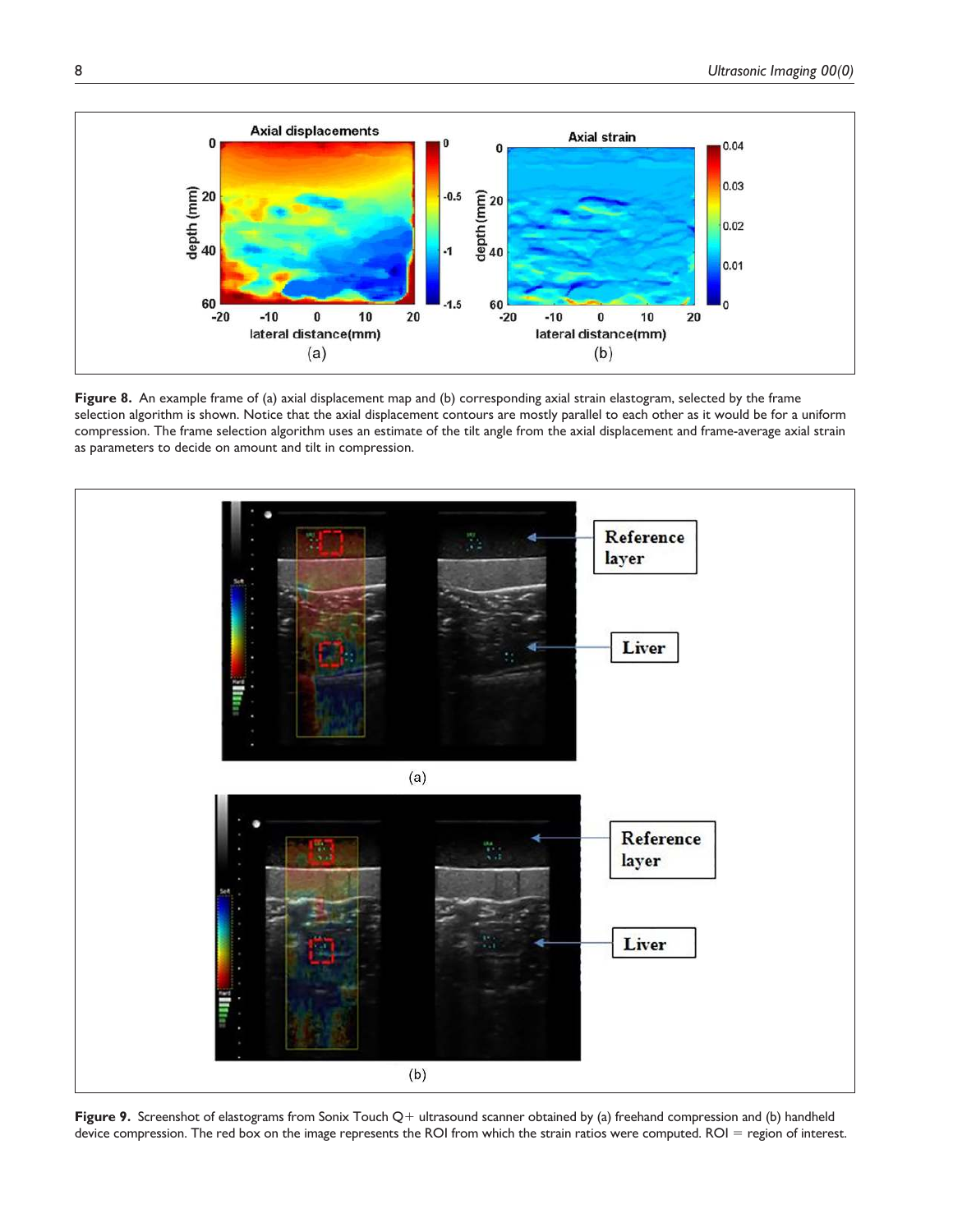**Figure 8.** An example frame of (a) axial displacement map and (b) corresponding axial strain elastogram, selected by the frame selection algorithm is shown. Notice that the axial displacement contours are mostly parallel to each other as it would be for a uniform compression. The frame selection algorithm uses an estimate of the tilt angle from the axial displacement and frame-average axial strain as parameters to decide on amount and tilt in compression.

**Figure 9.** Screenshot of elastograms from Sonix Touch Q+ ultrasound scanner obtained by (a) freehand compression and (b) handheld device compression. The red box on the image represents the ROI from which the strain ratios were computed. ROI = region of interest.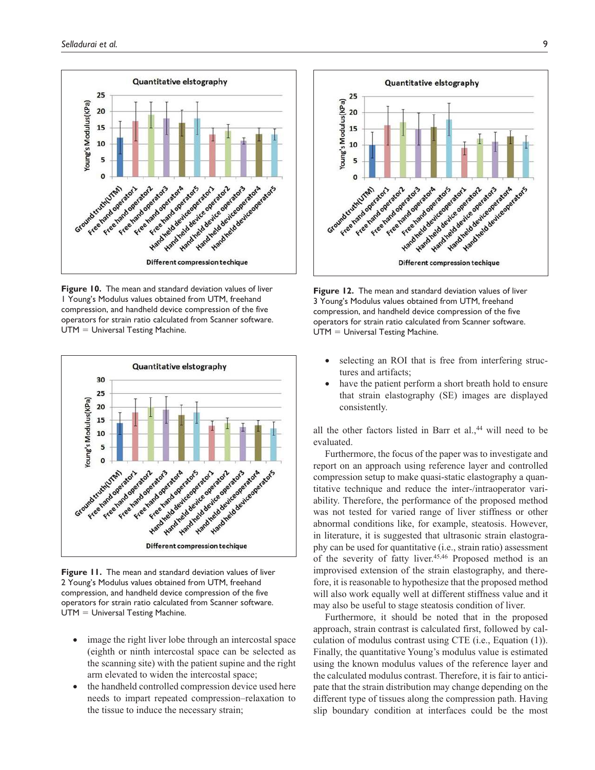Figure 10. The mean and standard deviation values of liver 1 Young's Modulus values obtained from UTM, freehand compression, and handheld device compression of the five operators for strain ratio calculated from Scanner software. UTM = Universal Testing Machine.

Figure 11. The mean and standard deviation values of liver 2 Young's Modulus values obtained from UTM, freehand compression, and handheld device compression of the five operators for strain ratio calculated from Scanner software. UTM = Universal Testing Machine.

- image the right liver lobe through an intercostal space (eighth or ninth intercostal space can be selected as the scanning site) with the patient supine and the right arm elevated to widen the intercostal space;
- the handheld controlled compression device used here needs to impart repeated compression–relaxation to the tissue to induce the necessary strain;

Figure 12. The mean and standard deviation values of liver 3 Young's Modulus values obtained from UTM, freehand compression, and handheld device compression of the five operators for strain ratio calculated from Scanner software. UTM = Universal Testing Machine.

- selecting an ROI that is free from interfering structures and artifacts;
- have the patient perform a short breath hold to ensure that strain elastography (SE) images are displayed consistently.

all the other factors listed in Barr et al.,[44] will need to be evaluated.

Furthermore, the focus of the paper was to investigate and report on an approach using reference layer and controlled compression setup to make quasi-static elastography a quantitative technique and reduce the inter-/intraoperator variability. Therefore, the performance of the proposed method was not tested for varied range of liver stiffness or other abnormal conditions like, for example, steatosis. However, in literature, it is suggested that ultrasonic strain elastography can be used for quantitative (i.e., strain ratio) assessment of the severity of fatty liver.[45,46] Proposed method is an improvised extension of the strain elastography, and therefore, it is reasonable to hypothesize that the proposed method will also work equally well at different stiffness value and it may also be useful to stage steatosis condition of liver.

Furthermore, it should be noted that in the proposed approach, strain contrast is calculated first, followed by calculation of modulus contrast using CTE (i.e., Equation (1)). Finally, the quantitative Young's modulus value is estimated using the known modulus values of the reference layer and the calculated modulus contrast. Therefore, it is fair to anticipate that the strain distribution may change depending on the different type of tissues along the compression path. Having slip boundary condition at interfaces could be the most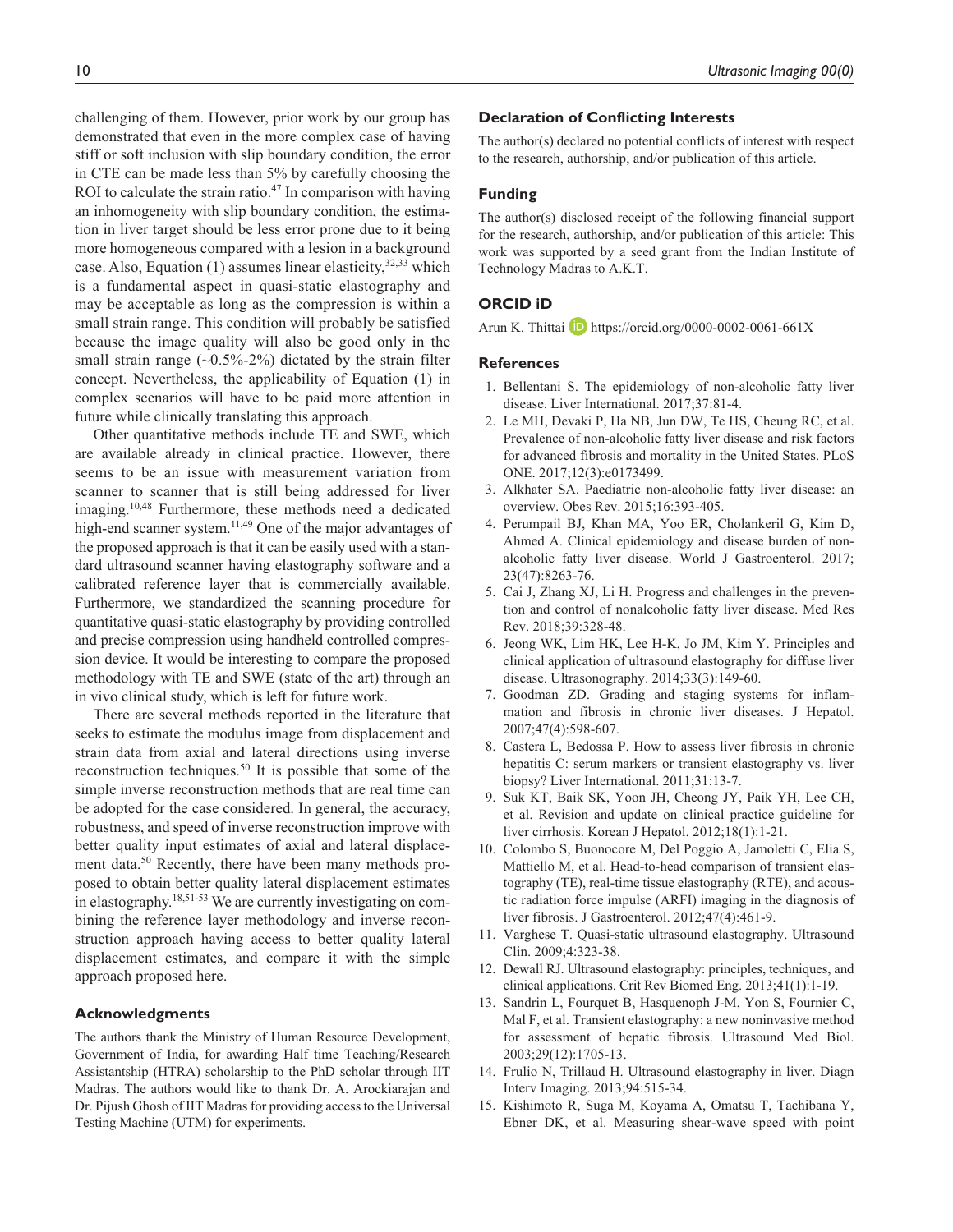challenging of them. However, prior work by our group has demonstrated that even in the more complex case of having stiff or soft inclusion with slip boundary condition, the error in CTE can be made less than 5% by carefully choosing the ROI to calculate the strain ratio.[47] In comparison with having an inhomogeneity with slip boundary condition, the estimation in liver target should be less error prone due to it being more homogeneous compared with a lesion in a background case. Also, Equation (1) assumes linear elasticity,[32,33] which is a fundamental aspect in quasi-static elastography and may be acceptable as long as the compression is within a small strain range. This condition will probably be satisfied because the image quality will also be good only in the small strain range (~0.5%-2%) dictated by the strain filter concept. Nevertheless, the applicability of Equation (1) in complex scenarios will have to be paid more attention in future while clinically translating this approach.

Other quantitative methods include TE and SWE, which are available already in clinical practice. However, there seems to be an issue with measurement variation from scanner to scanner that is still being addressed for liver imaging.[10,48] Furthermore, these methods need a dedicated high-end scanner system.[11,49] One of the major advantages of the proposed approach is that it can be easily used with a standard ultrasound scanner having elastography software and a calibrated reference layer that is commercially available. Furthermore, we standardized the scanning procedure for quantitative quasi-static elastography by providing controlled and precise compression using handheld controlled compression device. It would be interesting to compare the proposed methodology with TE and SWE (state of the art) through an in vivo clinical study, which is left for future work.

There are several methods reported in the literature that seeks to estimate the modulus image from displacement and strain data from axial and lateral directions using inverse reconstruction techniques.[50] It is possible that some of the simple inverse reconstruction methods that are real time can be adopted for the case considered. In general, the accuracy, robustness, and speed of inverse reconstruction improve with better quality input estimates of axial and lateral displacement data.[50] Recently, there have been many methods proposed to obtain better quality lateral displacement estimates in elastography.[18,51-53] We are currently investigating on combining the reference layer methodology and inverse reconstruction approach having access to better quality lateral displacement estimates, and compare it with the simple approach proposed here.

## Acknowledgments

The authors thank the Ministry of Human Resource Development, Government of India, for awarding Half time Teaching/Research Assistantship (HTRA) scholarship to the PhD scholar through IIT Madras. The authors would like to thank Dr. A. Arockiarajan and Dr. Pijush Ghosh of IIT Madras for providing access to the Universal Testing Machine (UTM) for experiments.

## Declaration of Conflicting Interests

The author(s) declared no potential conflicts of interest with respect to the research, authorship, and/or publication of this article.

## Funding

The author(s) disclosed receipt of the following financial support for the research, authorship, and/or publication of this article: This work was supported by a seed grant from the Indian Institute of Technology Madras to A.K.T.

## ORCID iD

Arun K. Thittai https://orcid.org/0000-0002-0061-661X

## References

1. Bellentani S. The epidemiology of non-alcoholic fatty liver disease. Liver International. 2017;37:81-4.
2. Le MH, Devaki P, Ha NB, Jun DW, Te HS, Cheung RC, et al. Prevalence of non-alcoholic fatty liver disease and risk factors for advanced fibrosis and mortality in the United States. PLoS ONE. 2017;12(3):e0173499.
3. Alkhater SA. Paediatric non-alcoholic fatty liver disease: an overview. Obes Rev. 2015;16:393-405.
4. Perumpail BJ, Khan MA, Yoo ER, Cholankeril G, Kim D, Ahmed A. Clinical epidemiology and disease burden of non-alcoholic fatty liver disease. World J Gastroenterol. 2017; 23(47):8263-76.
5. Cai J, Zhang XJ, Li H. Progress and challenges in the prevention and control of nonalcoholic fatty liver disease. Med Res Rev. 2018;39:328-48.
6. Jeong WK, Lim HK, Lee H-K, Jo JM, Kim Y. Principles and clinical application of ultrasound elastography for diffuse liver disease. Ultrasonography. 2014;33(3):149-60.
7. Goodman ZD. Grading and staging systems for inflammation and fibrosis in chronic liver diseases. J Hepatol. 2007;47(4):598-607.
8. Castera L, Bedossa P. How to assess liver fibrosis in chronic hepatitis C: serum markers or transient elastography vs. liver biopsy? Liver International. 2011;31:13-7.
9. Suk KT, Baik SK, Yoon JH, Cheong JY, Paik YH, Lee CH, et al. Revision and update on clinical practice guideline for liver cirrhosis. Korean J Hepatol. 2012;18(1):1-21.
10. Colombo S, Buonocore M, Del Poggio A, Jamoletti C, Elia S, Mattiello M, et al. Head-to-head comparison of transient elastography (TE), real-time tissue elastography (RTE), and acoustic radiation force impulse (ARFI) imaging in the diagnosis of liver fibrosis. J Gastroenterol. 2012;47(4):461-9.
11. Varghese T. Quasi-static ultrasound elastography. Ultrasound Clin. 2009;4:323-38.
12. Dewall RJ. Ultrasound elastography: principles, techniques, and clinical applications. Crit Rev Biomed Eng. 2013;41(1):1-19.
13. Sandrin L, Fourquet B, Hasquenoph J-M, Yon S, Fournier C, Mal F, et al. Transient elastography: a new noninvasive method for assessment of hepatic fibrosis. Ultrasound Med Biol. 2003;29(12):1705-13.
14. Frulio N, Trillaud H. Ultrasound elastography in liver. Diagn Interv Imaging. 2013;94:515-34.
15. Kishimoto R, Suga M, Koyama A, Omatsu T, Tachibana Y, Ebner DK, et al. Measuring shear-wave speed with point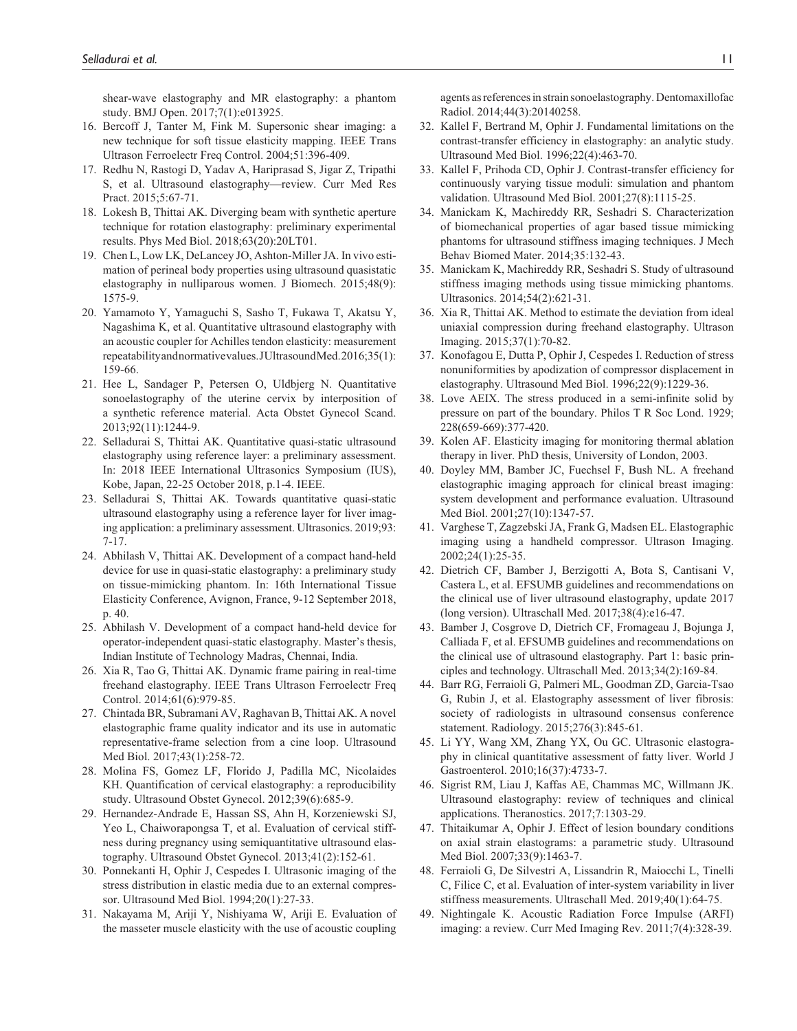shear-wave elastography and MR elastography: a phantom study. BMJ Open. 2017;7(1):e013925.

16. Bercoff J, Tanter M, Fink M. Supersonic shear imaging: a new technique for soft tissue elasticity mapping. IEEE Trans Ultrason Ferroelectr Freq Control. 2004;51:396-409.
17. Redhu N, Rastogi D, Yadav A, Hariprasad S, Jigar Z, Tripathi S, et al. Ultrasound elastography—review. Curr Med Res Pract. 2015;5:67-71.
18. Lokesh B, Thittai AK. Diverging beam with synthetic aperture technique for rotation elastography: preliminary experimental results. Phys Med Biol. 2018;63(20):20LT01.
19. Chen L, Low LK, DeLancey JO, Ashton-Miller JA. In vivo estimation of perineal body properties using ultrasound quasistatic elastography in nulliparous women. J Biomech. 2015;48(9): 1575-9.
20. Yamamoto Y, Yamaguchi S, Sasho T, Fukawa T, Akatsu Y, Nagashima K, et al. Quantitative ultrasound elastography with an acoustic coupler for Achilles tendon elasticity: measurement repeatability and normative values. J Ultrasound Med. 2016;35(1): 159-66.
21. Hee L, Sandager P, Petersen O, Uldbjerg N. Quantitative sonoelastography of the uterine cervix by interposition of a synthetic reference material. Acta Obstet Gynecol Scand. 2013;92(11):1244-9.
22. Selladurai S, Thittai AK. Quantitative quasi-static ultrasound elastography using reference layer: a preliminary assessment. In: 2018 IEEE International Ultrasonics Symposium (IUS), Kobe, Japan, 22-25 October 2018, p.1-4. IEEE.
23. Selladurai S, Thittai AK. Towards quantitative quasi-static ultrasound elastography using a reference layer for liver imaging application: a preliminary assessment. Ultrasonics. 2019;93: 7-17.
24. Abhilash V, Thittai AK. Development of a compact hand-held device for use in quasi-static elastography: a preliminary study on tissue-mimicking phantom. In: 16th International Tissue Elasticity Conference, Avignon, France, 9-12 September 2018, p. 40.
25. Abhilash V. Development of a compact hand-held device for operator-independent quasi-static elastography. Master's thesis, Indian Institute of Technology Madras, Chennai, India.
26. Xia R, Tao G, Thittai AK. Dynamic frame pairing in real-time freehand elastography. IEEE Trans Ultrason Ferroelectr Freq Control. 2014;61(6):979-85.
27. Chintada BR, Subramani AV, Raghavan B, Thittai AK. A novel elastographic frame quality indicator and its use in automatic representative-frame selection from a cine loop. Ultrasound Med Biol. 2017;43(1):258-72.
28. Molina FS, Gomez LF, Florido J, Padilla MC, Nicolaides KH. Quantification of cervical elastography: a reproducibility study. Ultrasound Obstet Gynecol. 2012;39(6):685-9.
29. Hernandez-Andrade E, Hassan SS, Ahn H, Korzeniewski SJ, Yeo L, Chaiworapongsa T, et al. Evaluation of cervical stiffness during pregnancy using semiquantitative ultrasound elastography. Ultrasound Obstet Gynecol. 2013;41(2):152-61.
30. Ponnekanti H, Ophir J, Cespedes I. Ultrasonic imaging of the stress distribution in elastic media due to an external compressor. Ultrasound Med Biol. 1994;20(1):27-33.
31. Nakayama M, Ariji Y, Nishiyama W, Ariji E. Evaluation of the masseter muscle elasticity with the use of acoustic coupling agents as references in strain sonoelastography. Dentomaxillofac Radiol. 2014;44(3):20140258.
32. Kallel F, Bertrand M, Ophir J. Fundamental limitations on the contrast-transfer efficiency in elastography: an analytic study. Ultrasound Med Biol. 1996;22(4):463-70.
33. Kallel F, Prihoda CD, Ophir J. Contrast-transfer efficiency for continuously varying tissue moduli: simulation and phantom validation. Ultrasound Med Biol. 2001;27(8):1115-25.
34. Manickam K, Machireddy RR, Seshadri S. Characterization of biomechanical properties of agar based tissue mimicking phantoms for ultrasound stiffness imaging techniques. J Mech Behav Biomed Mater. 2014;35:132-43.
35. Manickam K, Machireddy RR, Seshadri S. Study of ultrasound stiffness imaging methods using tissue mimicking phantoms. Ultrasonics. 2014;54(2):621-31.
36. Xia R, Thittai AK. Method to estimate the deviation from ideal uniaxial compression during freehand elastography. Ultrason Imaging. 2015;37(1):70-82.
37. Konofagou E, Dutta P, Ophir J, Cespedes I. Reduction of stress nonuniformities by apodization of compressor displacement in elastography. Ultrasound Med Biol. 1996;22(9):1229-36.
38. Love AEIX. The stress produced in a semi-infinite solid by pressure on part of the boundary. Philos T R Soc Lond. 1929; 228(659-669):377-420.
39. Kolen AF. Elasticity imaging for monitoring thermal ablation therapy in liver. PhD thesis, University of London, 2003.
40. Doyley MM, Bamber JC, Fuechsel F, Bush NL. A freehand elastographic imaging approach for clinical breast imaging: system development and performance evaluation. Ultrasound Med Biol. 2001;27(10):1347-57.
41. Varghese T, Zagzebski JA, Frank G, Madsen EL. Elastographic imaging using a handheld compressor. Ultrason Imaging. 2002;24(1):25-35.
42. Dietrich CF, Bamber J, Berzigotti A, Bota S, Cantisani V, Castera L, et al. EFSUMB guidelines and recommendations on the clinical use of liver ultrasound elastography, update 2017 (long version). Ultraschall Med. 2017;38(4):e16-47.
43. Bamber J, Cosgrove D, Dietrich CF, Fromageau J, Bojunga J, Calliada F, et al. EFSUMB guidelines and recommendations on the clinical use of ultrasound elastography. Part 1: basic principles and technology. Ultraschall Med. 2013;34(2):169-84.
44. Barr RG, Ferraioli G, Palmeri ML, Goodman ZD, Garcia-Tsao G, Rubin J, et al. Elastography assessment of liver fibrosis: society of radiologists in ultrasound consensus conference statement. Radiology. 2015;276(3):845-61.
45. Li YY, Wang XM, Zhang YX, Ou GC. Ultrasonic elastography in clinical quantitative assessment of fatty liver. World J Gastroenterol. 2010;16(37):4733-7.
46. Sigrist RM, Liau J, Kaffas AE, Chammas MC, Willmann JK. Ultrasound elastography: review of techniques and clinical applications. Theranostics. 2017;7:1303-29.
47. Thitaikumar A, Ophir J. Effect of lesion boundary conditions on axial strain elastograms: a parametric study. Ultrasound Med Biol. 2007;33(9):1463-7.
48. Ferraioli G, De Silvestri A, Lissandrin R, Maiocchi L, Tinelli C, Filice C, et al. Evaluation of inter-system variability in liver stiffness measurements. Ultraschall Med. 2019;40(1):64-75.
49. Nightingale K. Acoustic Radiation Force Impulse (ARFI) imaging: a review. Curr Med Imaging Rev. 2011;7(4):328-39.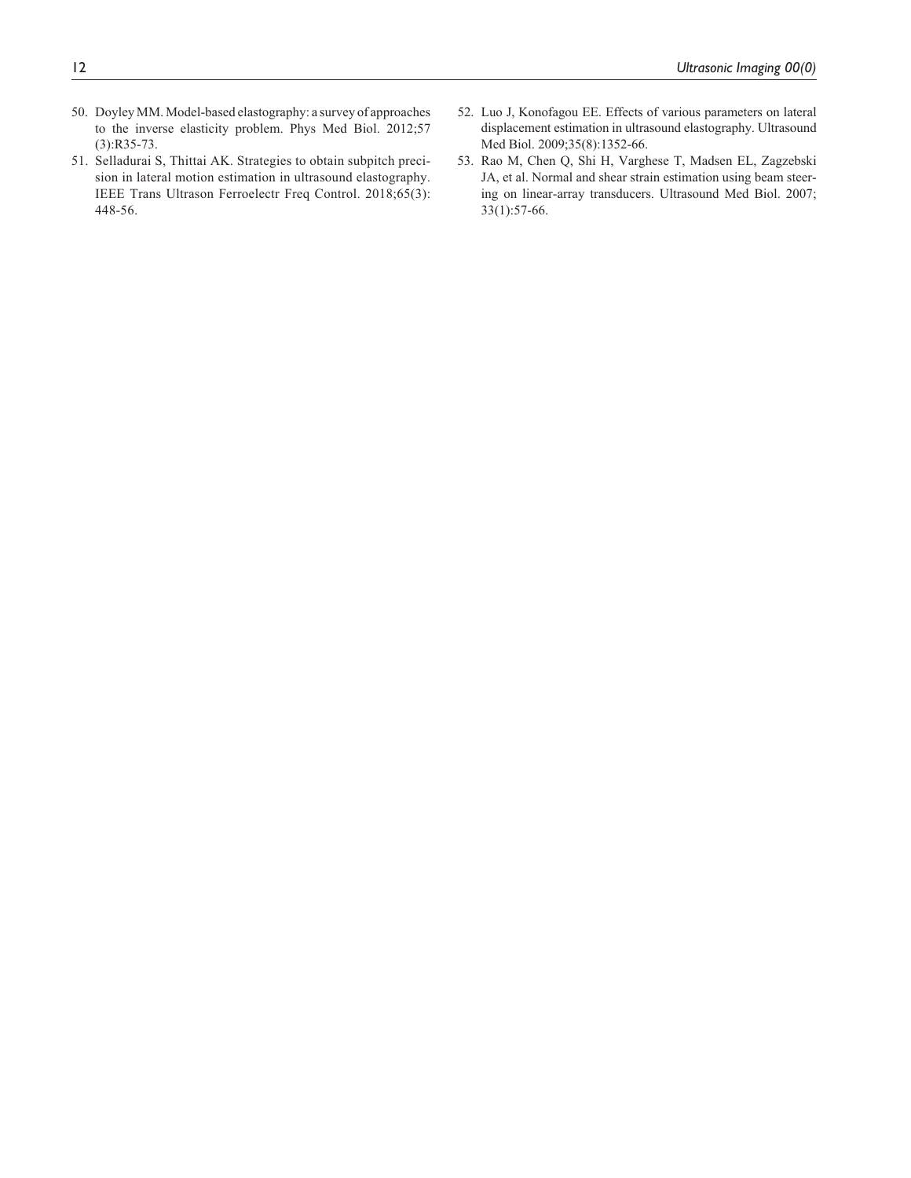50. Doyley MM. Model-based elastography: a survey of approaches to the inverse elasticity problem. Phys Med Biol. 2012;57 (3):R35-73.
51. Selladurai S, Thittai AK. Strategies to obtain subpitch precision in lateral motion estimation in ultrasound elastography. IEEE Trans Ultrason Ferroelectr Freq Control. 2018;65(3): 448-56.
52. Luo J, Konofagou EE. Effects of various parameters on lateral displacement estimation in ultrasound elastography. Ultrasound Med Biol. 2009;35(8):1352-66.
53. Rao M, Chen Q, Shi H, Varghese T, Madsen EL, Zagzebski JA, et al. Normal and shear strain estimation using beam steering on linear-array transducers. Ultrasound Med Biol. 2007; 33(1):57-66.